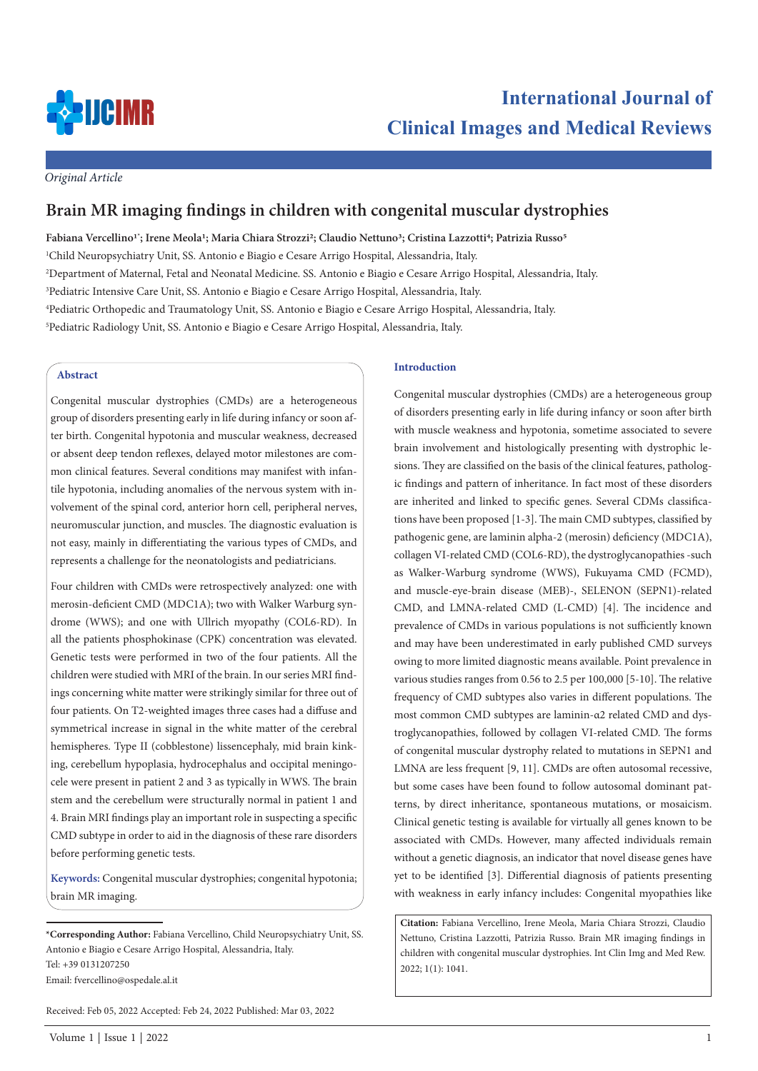*Original Article*

# Brain MR imaging findings in children with congenital muscular dystrophies

**Fabiana Vercellino[1*]; Irene Meola[1]; Maria Chiara Strozzi[2]; Claudio Nettuno[3]; Cristina Lazzotti[4]; Patrizia Russo[5]**

[1]Child Neuropsychiatry Unit, SS. Antonio e Biagio e Cesare Arrigo Hospital, Alessandria, Italy.

[2]Department of Maternal, Fetal and Neonatal Medicine. SS. Antonio e Biagio e Cesare Arrigo Hospital, Alessandria, Italy.

[3]Pediatric Intensive Care Unit, SS. Antonio e Biagio e Cesare Arrigo Hospital, Alessandria, Italy.

[4]Pediatric Orthopedic and Traumatology Unit, SS. Antonio e Biagio e Cesare Arrigo Hospital, Alessandria, Italy.

[5]Pediatric Radiology Unit, SS. Antonio e Biagio e Cesare Arrigo Hospital, Alessandria, Italy.

## Abstract

Congenital muscular dystrophies (CMDs) are a heterogeneous group of disorders presenting early in life during infancy or soon after birth. Congenital hypotonia and muscular weakness, decreased or absent deep tendon reflexes, delayed motor milestones are common clinical features. Several conditions may manifest with infantile hypotonia, including anomalies of the nervous system with involvement of the spinal cord, anterior horn cell, peripheral nerves, neuromuscular junction, and muscles. The diagnostic evaluation is not easy, mainly in differentiating the various types of CMDs, and represents a challenge for the neonatologists and pediatricians.

Four children with CMDs were retrospectively analyzed: one with merosin-deficient CMD (MDC1A); two with Walker Warburg syndrome (WWS); and one with Ullrich myopathy (COL6-RD). In all the patients phosphokinase (CPK) concentration was elevated. Genetic tests were performed in two of the four patients. All the children were studied with MRI of the brain. In our series MRI findings concerning white matter were strikingly similar for three out of four patients. On T2-weighted images three cases had a diffuse and symmetrical increase in signal in the white matter of the cerebral hemispheres. Type II (cobblestone) lissencephaly, mid brain kinking, cerebellum hypoplasia, hydrocephalus and occipital meningocele were present in patient 2 and 3 as typically in WWS. The brain stem and the cerebellum were structurally normal in patient 1 and 4. Brain MRI findings play an important role in suspecting a specific CMD subtype in order to aid in the diagnosis of these rare disorders before performing genetic tests.

**Keywords:** Congenital muscular dystrophies; congenital hypotonia; brain MR imaging.

**\*Corresponding Author:** Fabiana Vercellino, Child Neuropsychiatry Unit, SS. Antonio e Biagio e Cesare Arrigo Hospital, Alessandria, Italy.
Tel: +39 0131207250
Email: fvercellino@ospedale.al.it

Received: Feb 05, 2022 Accepted: Feb 24, 2022 Published: Mar 03, 2022

## Introduction

Congenital muscular dystrophies (CMDs) are a heterogeneous group of disorders presenting early in life during infancy or soon after birth with muscle weakness and hypotonia, sometime associated to severe brain involvement and histologically presenting with dystrophic lesions. They are classified on the basis of the clinical features, pathologic findings and pattern of inheritance. In fact most of these disorders are inherited and linked to specific genes. Several CDMs classifications have been proposed [1-3]. The main CMD subtypes, classified by pathogenic gene, are laminin alpha-2 (merosin) deficiency (MDC1A), collagen VI-related CMD (COL6-RD), the dystroglycanopathies -such as Walker-Warburg syndrome (WWS), Fukuyama CMD (FCMD), and muscle-eye-brain disease (MEB)-, SELENON (SEPN1)-related CMD, and LMNA-related CMD (L-CMD) [4]. The incidence and prevalence of CMDs in various populations is not sufficiently known and may have been underestimated in early published CMD surveys owing to more limited diagnostic means available. Point prevalence in various studies ranges from 0.56 to 2.5 per 100,000 [5-10]. The relative frequency of CMD subtypes also varies in different populations. The most common CMD subtypes are laminin-α2 related CMD and dystroglycanopathies, followed by collagen VI-related CMD. The forms of congenital muscular dystrophy related to mutations in SEPN1 and LMNA are less frequent [9, 11]. CMDs are often autosomal recessive, but some cases have been found to follow autosomal dominant patterns, by direct inheritance, spontaneous mutations, or mosaicism. Clinical genetic testing is available for virtually all genes known to be associated with CMDs. However, many affected individuals remain without a genetic diagnosis, an indicator that novel disease genes have yet to be identified [3]. Differential diagnosis of patients presenting with weakness in early infancy includes: Congenital myopathies like

**Citation:** Fabiana Vercellino, Irene Meola, Maria Chiara Strozzi, Claudio Nettuno, Cristina Lazzotti, Patrizia Russo. Brain MR imaging findings in children with congenital muscular dystrophies. Int Clin Img and Med Rew. 2022; 1(1): 1041.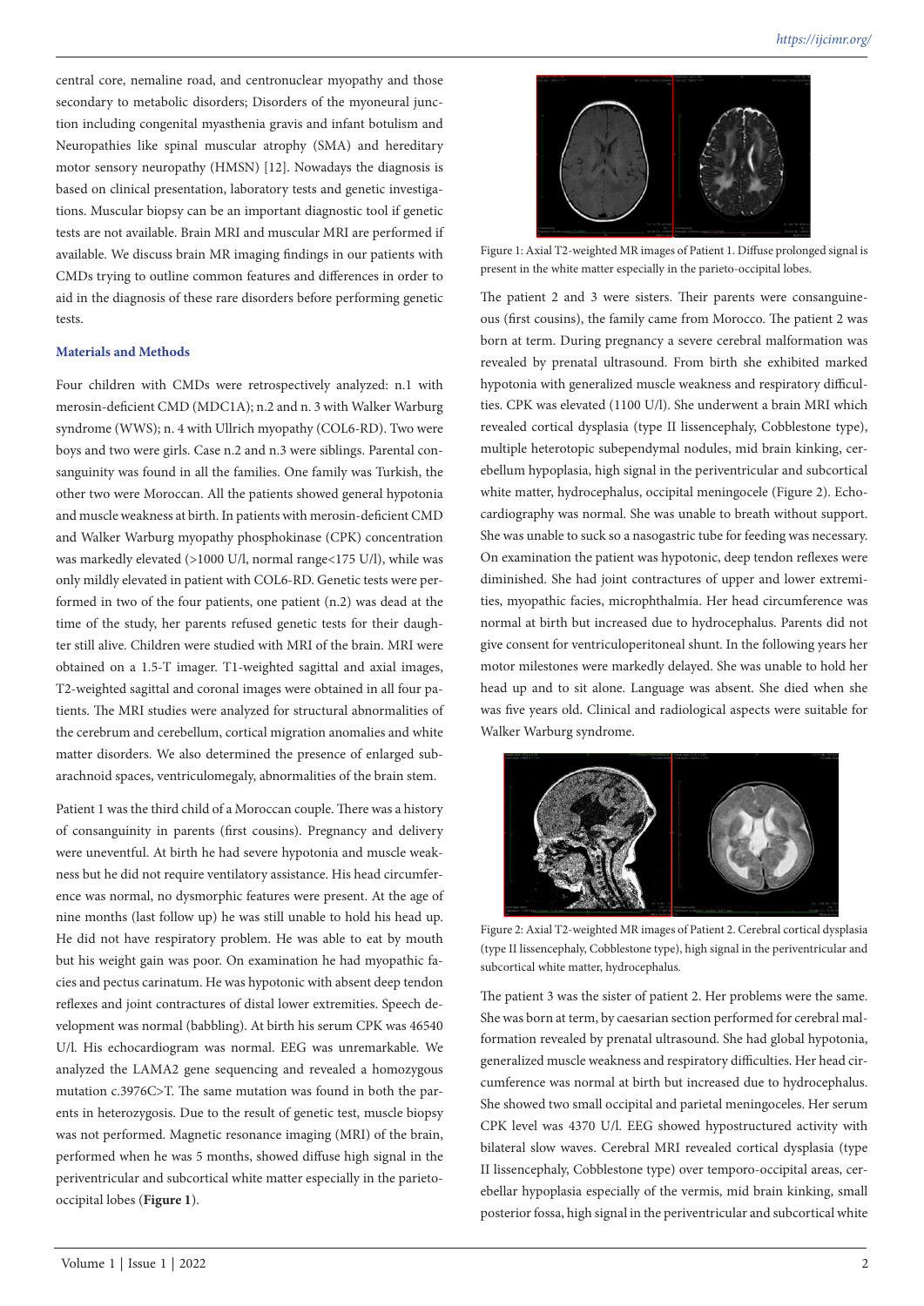central core, nemaline road, and centronuclear myopathy and those secondary to metabolic disorders; Disorders of the myoneural junction including congenital myasthenia gravis and infant botulism and Neuropathies like spinal muscular atrophy (SMA) and hereditary motor sensory neuropathy (HMSN) [12]. Nowadays the diagnosis is based on clinical presentation, laboratory tests and genetic investigations. Muscular biopsy can be an important diagnostic tool if genetic tests are not available. Brain MRI and muscular MRI are performed if available. We discuss brain MR imaging findings in our patients with CMDs trying to outline common features and differences in order to aid in the diagnosis of these rare disorders before performing genetic tests.

## Materials and Methods

Four children with CMDs were retrospectively analyzed: n.1 with merosin-deficient CMD (MDC1A); n.2 and n. 3 with Walker Warburg syndrome (WWS); n. 4 with Ullrich myopathy (COL6-RD). Two were boys and two were girls. Case n.2 and n.3 were siblings. Parental consanguinity was found in all the families. One family was Turkish, the other two were Moroccan. All the patients showed general hypotonia and muscle weakness at birth. In patients with merosin-deficient CMD and Walker Warburg myopathy phosphokinase (CPK) concentration was markedly elevated (>1000 U/l, normal range<175 U/l), while was only mildly elevated in patient with COL6-RD. Genetic tests were performed in two of the four patients, one patient (n.2) was dead at the time of the study, her parents refused genetic tests for their daughter still alive. Children were studied with MRI of the brain. MRI were obtained on a 1.5-T imager. T1-weighted sagittal and axial images, T2-weighted sagittal and coronal images were obtained in all four patients. The MRI studies were analyzed for structural abnormalities of the cerebrum and cerebellum, cortical migration anomalies and white matter disorders. We also determined the presence of enlarged subarachnoid spaces, ventriculomegaly, abnormalities of the brain stem.

Patient 1 was the third child of a Moroccan couple. There was a history of consanguinity in parents (first cousins). Pregnancy and delivery were uneventful. At birth he had severe hypotonia and muscle weakness but he did not require ventilatory assistance. His head circumference was normal, no dysmorphic features were present. At the age of nine months (last follow up) he was still unable to hold his head up. He did not have respiratory problem. He was able to eat by mouth but his weight gain was poor. On examination he had myopathic facies and pectus carinatum. He was hypotonic with absent deep tendon reflexes and joint contractures of distal lower extremities. Speech development was normal (babbling). At birth his serum CPK was 46540 U/l. His echocardiogram was normal. EEG was unremarkable. We analyzed the LAMA2 gene sequencing and revealed a homozygous mutation c.3976C>T. The same mutation was found in both the parents in heterozygosis. Due to the result of genetic test, muscle biopsy was not performed. Magnetic resonance imaging (MRI) of the brain, performed when he was 5 months, showed diffuse high signal in the periventricular and subcortical white matter especially in the parieto-occipital lobes (**Figure 1**).

Figure 1: Axial T2-weighted MR images of Patient 1. Diffuse prolonged signal is present in the white matter especially in the parieto-occipital lobes.

The patient 2 and 3 were sisters. Their parents were consanguineous (first cousins), the family came from Morocco. The patient 2 was born at term. During pregnancy a severe cerebral malformation was revealed by prenatal ultrasound. From birth she exhibited marked hypotonia with generalized muscle weakness and respiratory difficulties. CPK was elevated (1100 U/l). She underwent a brain MRI which revealed cortical dysplasia (type II lissencephaly, Cobblestone type), multiple heterotopic subependymal nodules, mid brain kinking, cerebellum hypoplasia, high signal in the periventricular and subcortical white matter, hydrocephalus, occipital meningocele (Figure 2). Echocardiography was normal. She was unable to breath without support. She was unable to suck so a nasogastric tube for feeding was necessary. On examination the patient was hypotonic, deep tendon reflexes were diminished. She had joint contractures of upper and lower extremities, myopathic facies, microphthalmia. Her head circumference was normal at birth but increased due to hydrocephalus. Parents did not give consent for ventriculoperitoneal shunt. In the following years her motor milestones were markedly delayed. She was unable to hold her head up and to sit alone. Language was absent. She died when she was five years old. Clinical and radiological aspects were suitable for Walker Warburg syndrome.

Figure 2: Axial T2-weighted MR images of Patient 2. Cerebral cortical dysplasia (type II lissencephaly, Cobblestone type), high signal in the periventricular and subcortical white matter, hydrocephalus.

The patient 3 was the sister of patient 2. Her problems were the same. She was born at term, by caesarian section performed for cerebral malformation revealed by prenatal ultrasound. She had global hypotonia, generalized muscle weakness and respiratory difficulties. Her head circumference was normal at birth but increased due to hydrocephalus. She showed two small occipital and parietal meningoceles. Her serum CPK level was 4370 U/l. EEG showed hypostructured activity with bilateral slow waves. Cerebral MRI revealed cortical dysplasia (type II lissencephaly, Cobblestone type) over temporo-occipital areas, cerebellar hypoplasia especially of the vermis, mid brain kinking, small posterior fossa, high signal in the periventricular and subcortical white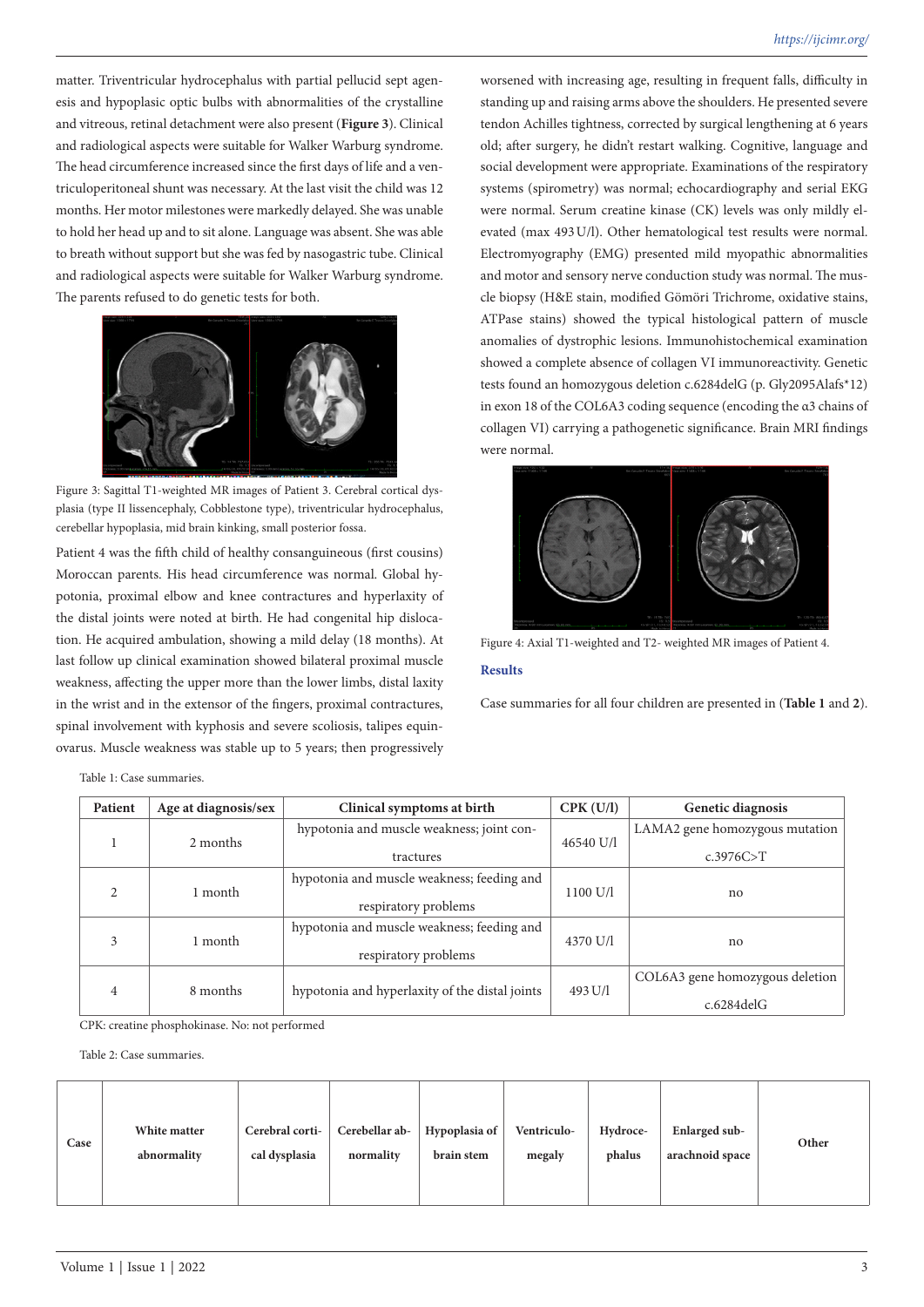matter. Triventricular hydrocephalus with partial pellucid sept agenesis and hypoplasic optic bulbs with abnormalities of the crystalline and vitreous, retinal detachment were also present (**Figure 3**). Clinical and radiological aspects were suitable for Walker Warburg syndrome. The head circumference increased since the first days of life and a ventriculoperitoneal shunt was necessary. At the last visit the child was 12 months. Her motor milestones were markedly delayed. She was unable to hold her head up and to sit alone. Language was absent. She was able to breath without support but she was fed by nasogastric tube. Clinical and radiological aspects were suitable for Walker Warburg syndrome. The parents refused to do genetic tests for both.

Figure 3: Sagittal T1-weighted MR images of Patient 3. Cerebral cortical dysplasia (type II lissencephaly, Cobblestone type), triventricular hydrocephalus, cerebellar hypoplasia, mid brain kinking, small posterior fossa.

Patient 4 was the fifth child of healthy consanguineous (first cousins) Moroccan parents. His head circumference was normal. Global hypotonia, proximal elbow and knee contractures and hyperlaxity of the distal joints were noted at birth. He had congenital hip dislocation. He acquired ambulation, showing a mild delay (18 months). At last follow up clinical examination showed bilateral proximal muscle weakness, affecting the upper more than the lower limbs, distal laxity in the wrist and in the extensor of the fingers, proximal contractures, spinal involvement with kyphosis and severe scoliosis, talipes equinovarus. Muscle weakness was stable up to 5 years; then progressively worsened with increasing age, resulting in frequent falls, difficulty in standing up and raising arms above the shoulders. He presented severe tendon Achilles tightness, corrected by surgical lengthening at 6 years old; after surgery, he didn't restart walking. Cognitive, language and social development were appropriate. Examinations of the respiratory systems (spirometry) was normal; echocardiography and serial EKG were normal. Serum creatine kinase (CK) levels was only mildly elevated (max 493 U/l). Other hematological test results were normal. Electromyography (EMG) presented mild myopathic abnormalities and motor and sensory nerve conduction study was normal. The muscle biopsy (H&E stain, modified Gömöri Trichrome, oxidative stains, ATPase stains) showed the typical histological pattern of muscle anomalies of dystrophic lesions. Immunohistochemical examination showed a complete absence of collagen VI immunoreactivity. Genetic tests found an homozygous deletion c.6284delG (p. Gly2095Alafs*12) in exon 18 of the COL6A3 coding sequence (encoding the α3 chains of collagen VI) carrying a pathogenetic significance. Brain MRI findings were normal.

Figure 4: Axial T1-weighted and T2- weighted MR images of Patient 4.

## Results

Case summaries for all four children are presented in (**Table 1** and **2**).

Table 1: Case summaries.

| Patient | Age at diagnosis/sex | Clinical symptoms at birth | CPK (U/l) | Genetic diagnosis |
|---|---|---|---|---|
| 1 | 2 months | hypotonia and muscle weakness; joint contractures | 46540 U/l | LAMA2 gene homozygous mutation c.3976C>T |
| 2 | 1 month | hypotonia and muscle weakness; feeding and respiratory problems | 1100 U/l | no |
| 3 | 1 month | hypotonia and muscle weakness; feeding and respiratory problems | 4370 U/l | no |
| 4 | 8 months | hypotonia and hyperlaxity of the distal joints | 493 U/l | COL6A3 gene homozygous deletion c.6284delG |

CPK: creatine phosphokinase. No: not performed

Table 2: Case summaries.

| Case | White matter abnormality | Cerebral cortical dysplasia | Cerebellar abnormality | Hypoplasia of brain stem | Ventriculomegaly | Hydrocephalus | Enlarged subarachnoid space | Other |
|---|---|---|---|---|---|---|---|---|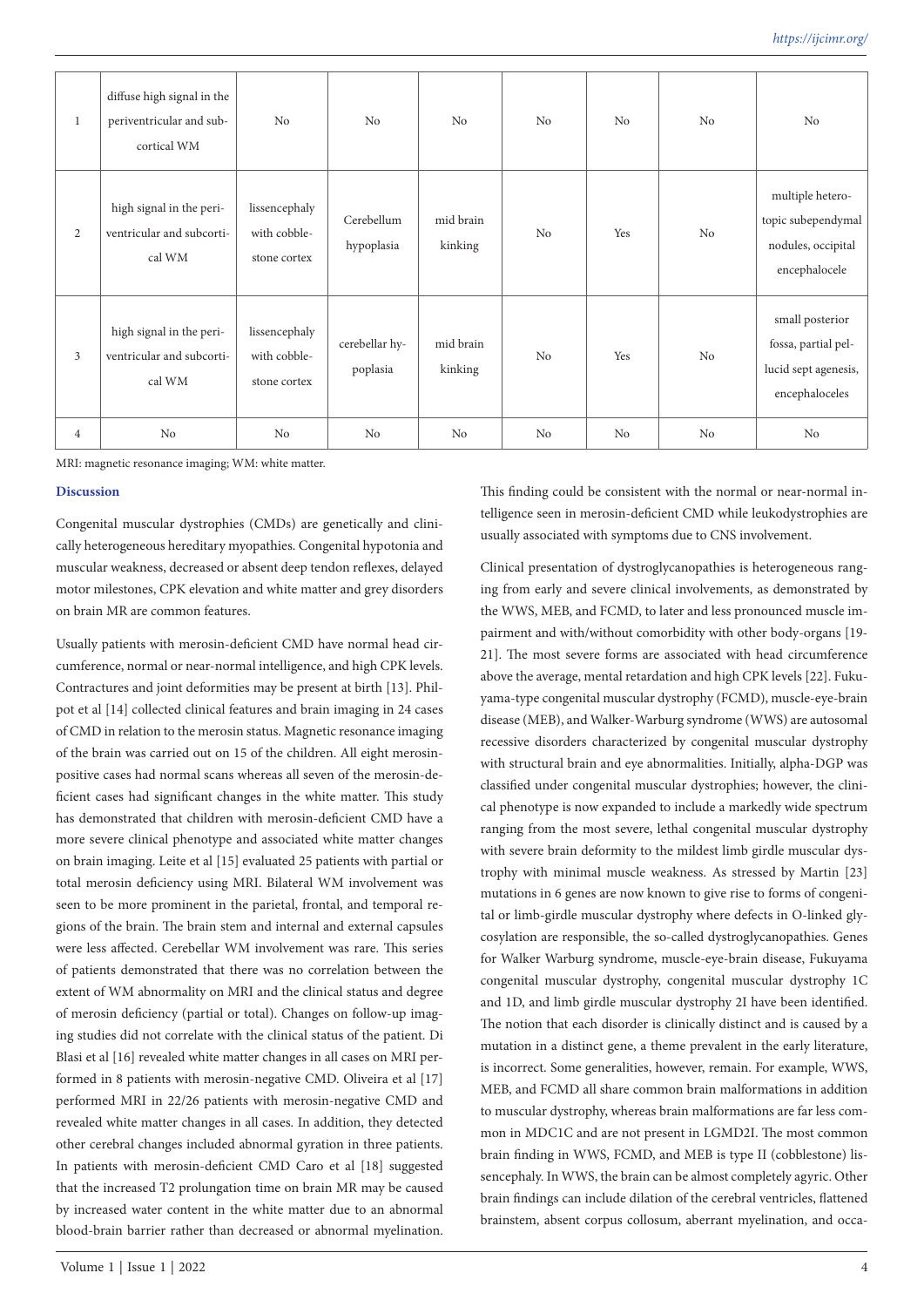| 1 | diffuse high signal in the periventricular and subcortical WM | No | No | No | No | No | No | No |
|---|---|---|---|---|---|---|---|---|
| 2 | high signal in the periventricular and subcortical WM | lissencephaly with cobblestone cortex | Cerebellum hypoplasia | mid brain kinking | No | Yes | No | multiple heterotopic subependymal nodules, occipital encephalocele |
| 3 | high signal in the periventricular and subcortical WM | lissencephaly with cobblestone cortex | cerebellar hypoplasia | mid brain kinking | No | Yes | No | small posterior fossa, partial pellucid sept agenesis, encephaloceles |
| 4 | No | No | No | No | No | No | No | No |

MRI: magnetic resonance imaging; WM: white matter.

## Discussion

Congenital muscular dystrophies (CMDs) are genetically and clinically heterogeneous hereditary myopathies. Congenital hypotonia and muscular weakness, decreased or absent deep tendon reflexes, delayed motor milestones, CPK elevation and white matter and grey disorders on brain MR are common features.

Usually patients with merosin-deficient CMD have normal head circumference, normal or near-normal intelligence, and high CPK levels. Contractures and joint deformities may be present at birth [13]. Philpot et al [14] collected clinical features and brain imaging in 24 cases of CMD in relation to the merosin status. Magnetic resonance imaging of the brain was carried out on 15 of the children. All eight merosin-positive cases had normal scans whereas all seven of the merosin-deficient cases had significant changes in the white matter. This study has demonstrated that children with merosin-deficient CMD have a more severe clinical phenotype and associated white matter changes on brain imaging. Leite et al [15] evaluated 25 patients with partial or total merosin deficiency using MRI. Bilateral WM involvement was seen to be more prominent in the parietal, frontal, and temporal regions of the brain. The brain stem and internal and external capsules were less affected. Cerebellar WM involvement was rare. This series of patients demonstrated that there was no correlation between the extent of WM abnormality on MRI and the clinical status and degree of merosin deficiency (partial or total). Changes on follow-up imaging studies did not correlate with the clinical status of the patient. Di Blasi et al [16] revealed white matter changes in all cases on MRI performed in 8 patients with merosin-negative CMD. Oliveira et al [17] performed MRI in 22/26 patients with merosin-negative CMD and revealed white matter changes in all cases. In addition, they detected other cerebral changes included abnormal gyration in three patients. In patients with merosin-deficient CMD Caro et al [18] suggested that the increased T2 prolungation time on brain MR may be caused by increased water content in the white matter due to an abnormal blood-brain barrier rather than decreased or abnormal myelination. This finding could be consistent with the normal or near-normal intelligence seen in merosin-deficient CMD while leukodystrophies are usually associated with symptoms due to CNS involvement.

Clinical presentation of dystroglycanopathies is heterogeneous ranging from early and severe clinical involvements, as demonstrated by the WWS, MEB, and FCMD, to later and less pronounced muscle impairment and with/without comorbidity with other body-organs [19-21]. The most severe forms are associated with head circumference above the average, mental retardation and high CPK levels [22]. Fukuyama-type congenital muscular dystrophy (FCMD), muscle-eye-brain disease (MEB), and Walker-Warburg syndrome (WWS) are autosomal recessive disorders characterized by congenital muscular dystrophy with structural brain and eye abnormalities. Initially, alpha-DGP was classified under congenital muscular dystrophies; however, the clinical phenotype is now expanded to include a markedly wide spectrum ranging from the most severe, lethal congenital muscular dystrophy with severe brain deformity to the mildest limb girdle muscular dystrophy with minimal muscle weakness. As stressed by Martin [23] mutations in 6 genes are now known to give rise to forms of congenital or limb-girdle muscular dystrophy where defects in O-linked glycosylation are responsible, the so-called dystroglycanopathies. Genes for Walker Warburg syndrome, muscle-eye-brain disease, Fukuyama congenital muscular dystrophy, congenital muscular dystrophy 1C and 1D, and limb girdle muscular dystrophy 2I have been identified. The notion that each disorder is clinically distinct and is caused by a mutation in a distinct gene, a theme prevalent in the early literature, is incorrect. Some generalities, however, remain. For example, WWS, MEB, and FCMD all share common brain malformations in addition to muscular dystrophy, whereas brain malformations are far less common in MDC1C and are not present in LGMD2I. The most common brain finding in WWS, FCMD, and MEB is type II (cobblestone) lissencephaly. In WWS, the brain can be almost completely agyric. Other brain findings can include dilation of the cerebral ventricles, flattened brainstem, absent corpus collosum, aberrant myelination, and occa-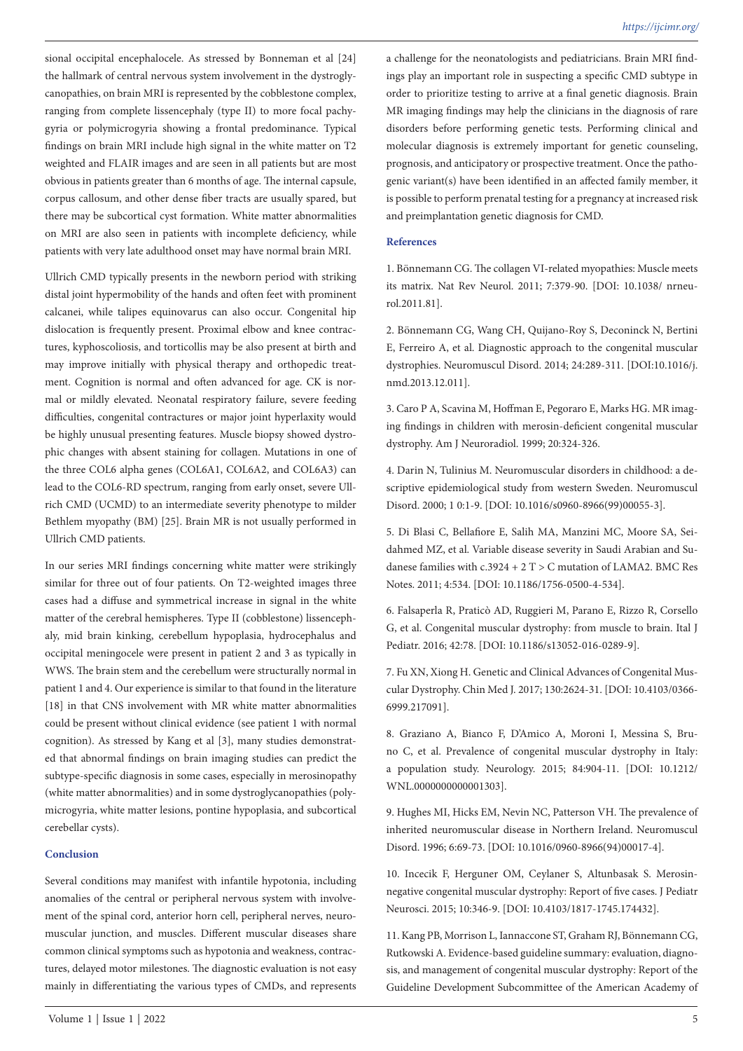sional occipital encephalocele. As stressed by Bonneman et al [24] the hallmark of central nervous system involvement in the dystroglycanopathies, on brain MRI is represented by the cobblestone complex, ranging from complete lissencephaly (type II) to more focal pachygyria or polymicrogyria showing a frontal predominance. Typical findings on brain MRI include high signal in the white matter on T2 weighted and FLAIR images and are seen in all patients but are most obvious in patients greater than 6 months of age. The internal capsule, corpus callosum, and other dense fiber tracts are usually spared, but there may be subcortical cyst formation. White matter abnormalities on MRI are also seen in patients with incomplete deficiency, while patients with very late adulthood onset may have normal brain MRI.

Ullrich CMD typically presents in the newborn period with striking distal joint hypermobility of the hands and often feet with prominent calcanei, while talipes equinovarus can also occur. Congenital hip dislocation is frequently present. Proximal elbow and knee contractures, kyphoscoliosis, and torticollis may be also present at birth and may improve initially with physical therapy and orthopedic treatment. Cognition is normal and often advanced for age. CK is normal or mildly elevated. Neonatal respiratory failure, severe feeding difficulties, congenital contractures or major joint hyperlaxity would be highly unusual presenting features. Muscle biopsy showed dystrophic changes with absent staining for collagen. Mutations in one of the three COL6 alpha genes (COL6A1, COL6A2, and COL6A3) can lead to the COL6-RD spectrum, ranging from early onset, severe Ullrich CMD (UCMD) to an intermediate severity phenotype to milder Bethlem myopathy (BM) [25]. Brain MR is not usually performed in Ullrich CMD patients.

In our series MRI findings concerning white matter were strikingly similar for three out of four patients. On T2-weighted images three cases had a diffuse and symmetrical increase in signal in the white matter of the cerebral hemispheres. Type II (cobblestone) lissencephaly, mid brain kinking, cerebellum hypoplasia, hydrocephalus and occipital meningocele were present in patient 2 and 3 as typically in WWS. The brain stem and the cerebellum were structurally normal in patient 1 and 4. Our experience is similar to that found in the literature [18] in that CNS involvement with MR white matter abnormalities could be present without clinical evidence (see patient 1 with normal cognition). As stressed by Kang et al [3], many studies demonstrated that abnormal findings on brain imaging studies can predict the subtype-specific diagnosis in some cases, especially in merosinopathy (white matter abnormalities) and in some dystroglycanopathies (polymicrogyria, white matter lesions, pontine hypoplasia, and subcortical cerebellar cysts).

## Conclusion

Several conditions may manifest with infantile hypotonia, including anomalies of the central or peripheral nervous system with involvement of the spinal cord, anterior horn cell, peripheral nerves, neuromuscular junction, and muscles. Different muscular diseases share common clinical symptoms such as hypotonia and weakness, contractures, delayed motor milestones. The diagnostic evaluation is not easy mainly in differentiating the various types of CMDs, and represents a challenge for the neonatologists and pediatricians. Brain MRI findings play an important role in suspecting a specific CMD subtype in order to prioritize testing to arrive at a final genetic diagnosis. Brain MR imaging findings may help the clinicians in the diagnosis of rare disorders before performing genetic tests. Performing clinical and molecular diagnosis is extremely important for genetic counseling, prognosis, and anticipatory or prospective treatment. Once the pathogenic variant(s) have been identified in an affected family member, it is possible to perform prenatal testing for a pregnancy at increased risk and preimplantation genetic diagnosis for CMD.

## References

1. Bönnemann CG. The collagen VI-related myopathies: Muscle meets its matrix. Nat Rev Neurol. 2011; 7:379-90. [DOI: 10.1038/ nrneurol.2011.81].

2. Bönnemann CG, Wang CH, Quijano-Roy S, Deconinck N, Bertini E, Ferreiro A, et al. Diagnostic approach to the congenital muscular dystrophies. Neuromuscul Disord. 2014; 24:289-311. [DOI:10.1016/j.nmd.2013.12.011].

3. Caro P A, Scavina M, Hoffman E, Pegoraro E, Marks HG. MR imaging findings in children with merosin-deficient congenital muscular dystrophy. Am J Neuroradiol. 1999; 20:324-326.

4. Darin N, Tulinius M. Neuromuscular disorders in childhood: a descriptive epidemiological study from western Sweden. Neuromuscul Disord. 2000; 1 0:1-9. [DOI: 10.1016/s0960-8966(99)00055-3].

5. Di Blasi C, Bellafiore E, Salih MA, Manzini MC, Moore SA, Seidahmed MZ, et al. Variable disease severity in Saudi Arabian and Sudanese families with c.3924 + 2 T > C mutation of LAMA2. BMC Res Notes. 2011; 4:534. [DOI: 10.1186/1756-0500-4-534].

6. Falsaperla R, Praticò AD, Ruggieri M, Parano E, Rizzo R, Corsello G, et al. Congenital muscular dystrophy: from muscle to brain. Ital J Pediatr. 2016; 42:78. [DOI: 10.1186/s13052-016-0289-9].

7. Fu XN, Xiong H. Genetic and Clinical Advances of Congenital Muscular Dystrophy. Chin Med J. 2017; 130:2624-31. [DOI: 10.4103/0366-6999.217091].

8. Graziano A, Bianco F, D'Amico A, Moroni I, Messina S, Bruno C, et al. Prevalence of congenital muscular dystrophy in Italy: a population study. Neurology. 2015; 84:904-11. [DOI: 10.1212/ WNL.0000000000001303].

9. Hughes MI, Hicks EM, Nevin NC, Patterson VH. The prevalence of inherited neuromuscular disease in Northern Ireland. Neuromuscul Disord. 1996; 6:69-73. [DOI: 10.1016/0960-8966(94)00017-4].

10. Incecik F, Herguner OM, Ceylaner S, Altunbasak S. Merosin-negative congenital muscular dystrophy: Report of five cases. J Pediatr Neurosci. 2015; 10:346-9. [DOI: 10.4103/1817-1745.174432].

11. Kang PB, Morrison L, Iannaccone ST, Graham RJ, Bönnemann CG, Rutkowski A. Evidence-based guideline summary: evaluation, diagnosis, and management of congenital muscular dystrophy: Report of the Guideline Development Subcommittee of the American Academy of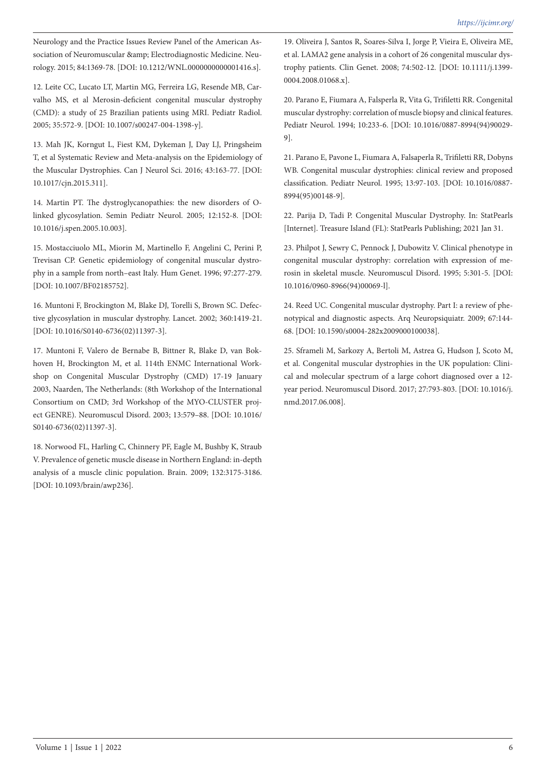Neurology and the Practice Issues Review Panel of the American Association of Neuromuscular &amp; Electrodiagnostic Medicine. Neurology. 2015; 84:1369-78. [DOI: 10.1212/WNL.0000000000001416.s].

12. Leite CC, Lucato LT, Martin MG, Ferreira LG, Resende MB, Carvalho MS, et al Merosin-deficient congenital muscular dystrophy (CMD): a study of 25 Brazilian patients using MRI. Pediatr Radiol. 2005; 35:572-9. [DOI: 10.1007/s00247-004-1398-y].

13. Mah JK, Korngut L, Fiest KM, Dykeman J, Day LJ, Pringsheim T, et al Systematic Review and Meta-analysis on the Epidemiology of the Muscular Dystrophies. Can J Neurol Sci. 2016; 43:163-77. [DOI: 10.1017/cjn.2015.311].

14. Martin PT. The dystroglycanopathies: the new disorders of O-linked glycosylation. Semin Pediatr Neurol. 2005; 12:152-8. [DOI: 10.1016/j.spen.2005.10.003].

15. Mostacciuolo ML, Miorin M, Martinello F, Angelini C, Perini P, Trevisan CP. Genetic epidemiology of congenital muscular dystrophy in a sample from north–east Italy. Hum Genet. 1996; 97:277-279. [DOI: 10.1007/BF02185752].

16. Muntoni F, Brockington M, Blake DJ, Torelli S, Brown SC. Defective glycosylation in muscular dystrophy. Lancet. 2002; 360:1419-21. [DOI: 10.1016/S0140-6736(02)11397-3].

17. Muntoni F, Valero de Bernabe B, Bittner R, Blake D, van Bokhoven H, Brockington M, et al. 114th ENMC International Workshop on Congenital Muscular Dystrophy (CMD) 17-19 January 2003, Naarden, The Netherlands: (8th Workshop of the International Consortium on CMD; 3rd Workshop of the MYO-CLUSTER project GENRE). Neuromuscul Disord. 2003; 13:579–88. [DOI: 10.1016/S0140-6736(02)11397-3].

18. Norwood FL, Harling C, Chinnery PF, Eagle M, Bushby K, Straub V. Prevalence of genetic muscle disease in Northern England: in-depth analysis of a muscle clinic population. Brain. 2009; 132:3175-3186. [DOI: 10.1093/brain/awp236].

19. Oliveira J, Santos R, Soares-Silva I, Jorge P, Vieira E, Oliveira ME, et al. LAMA2 gene analysis in a cohort of 26 congenital muscular dystrophy patients. Clin Genet. 2008; 74:502-12. [DOI: 10.1111/j.1399-0004.2008.01068.x].

20. Parano E, Fiumara A, Falsperla R, Vita G, Trifiletti RR. Congenital muscular dystrophy: correlation of muscle biopsy and clinical features. Pediatr Neurol. 1994; 10:233-6. [DOI: 10.1016/0887-8994(94)90029-9].

21. Parano E, Pavone L, Fiumara A, Falsaperla R, Trifiletti RR, Dobyns WB. Congenital muscular dystrophies: clinical review and proposed classification. Pediatr Neurol. 1995; 13:97-103. [DOI: 10.1016/0887-8994(95)00148-9].

22. Parija D, Tadi P. Congenital Muscular Dystrophy. In: StatPearls [Internet]. Treasure Island (FL): StatPearls Publishing; 2021 Jan 31.

23. Philpot J, Sewry C, Pennock J, Dubowitz V. Clinical phenotype in congenital muscular dystrophy: correlation with expression of merosin in skeletal muscle. Neuromuscul Disord. 1995; 5:301-5. [DOI: 10.1016/0960-8966(94)00069-l].

24. Reed UC. Congenital muscular dystrophy. Part I: a review of phenotypical and diagnostic aspects. Arq Neuropsiquiatr. 2009; 67:144-68. [DOI: 10.1590/s0004-282x2009000100038].

25. Sframeli M, Sarkozy A, Bertoli M, Astrea G, Hudson J, Scoto M, et al. Congenital muscular dystrophies in the UK population: Clinical and molecular spectrum of a large cohort diagnosed over a 12-year period. Neuromuscul Disord. 2017; 27:793-803. [DOI: 10.1016/j.nmd.2017.06.008].